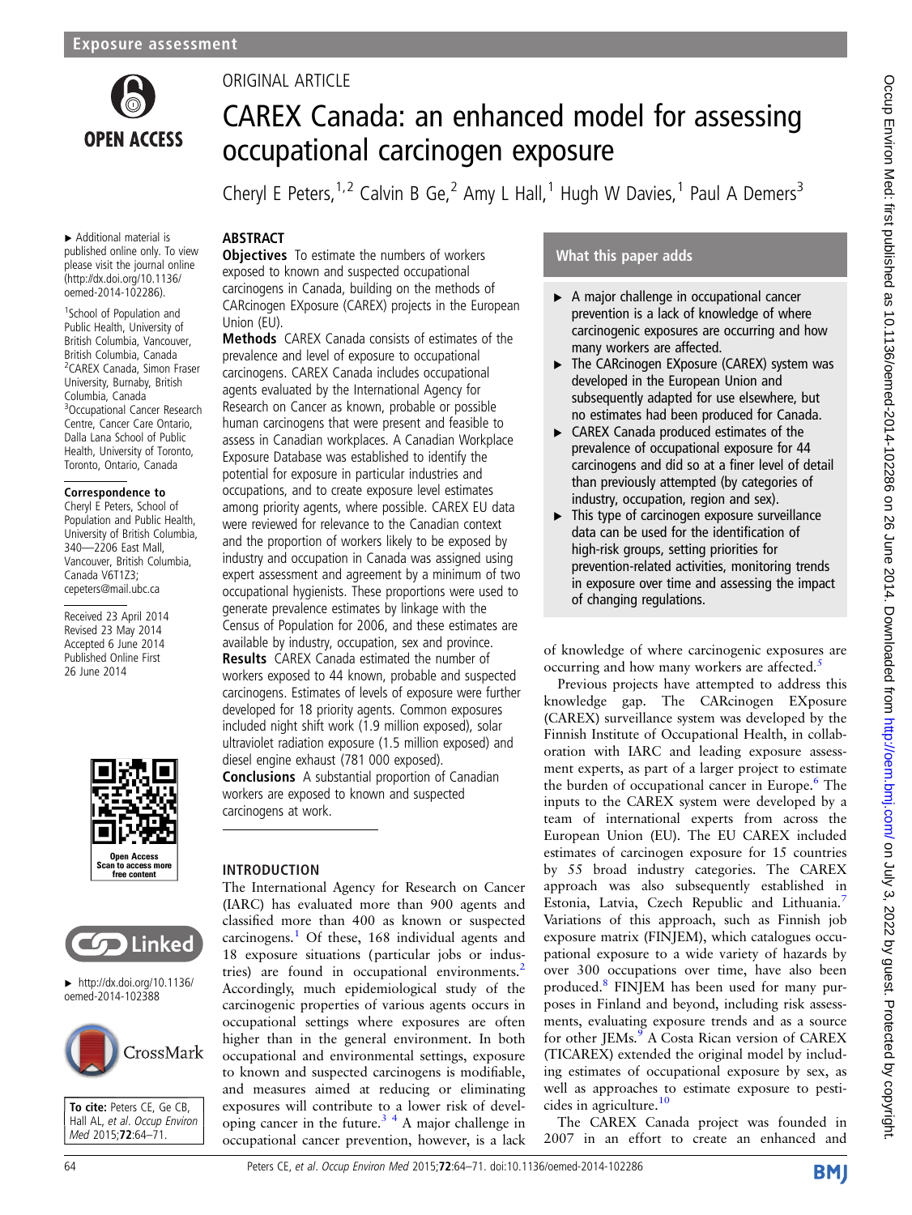ORIGINAL ARTICLE

# CAREX Canada: an enhanced model for assessing occupational carcinogen exposure

Cheryl E Peters,[1,2] Calvin B Ge,[2] Amy L Hall,[1] Hugh W Davies,[1] Paul A Demers[3]

▸ Additional material is published online only. To view please visit the journal online (http://dx.doi.org/10.1136/oemed-2014-102286).

[1]School of Population and Public Health, University of British Columbia, Vancouver, British Columbia, Canada
[2]CAREX Canada, Simon Fraser University, Burnaby, British Columbia, Canada
[3]Occupational Cancer Research Centre, Cancer Care Ontario, Dalla Lana School of Public Health, University of Toronto, Toronto, Ontario, Canada

**Correspondence to**
Cheryl E Peters, School of Population and Public Health, University of British Columbia, 340—2206 East Mall, Vancouver, British Columbia, Canada V6T1Z3; cepeters@mail.ubc.ca

Received 23 April 2014
Revised 23 May 2014
Accepted 6 June 2014
Published Online First 26 June 2014

▸ http://dx.doi.org/10.1136/oemed-2014-102388

**To cite:** Peters CE, Ge CB, Hall AL, *et al. Occup Environ Med* 2015;**72**:64–71.

## ABSTRACT

**Objectives** To estimate the numbers of workers exposed to known and suspected occupational carcinogens in Canada, building on the methods of CARcinogen EXposure (CAREX) projects in the European Union (EU).

**Methods** CAREX Canada consists of estimates of the prevalence and level of exposure to occupational carcinogens. CAREX Canada includes occupational agents evaluated by the International Agency for Research on Cancer as known, probable or possible human carcinogens that were present and feasible to assess in Canadian workplaces. A Canadian Workplace Exposure Database was established to identify the potential for exposure in particular industries and occupations, and to create exposure level estimates among priority agents, where possible. CAREX EU data were reviewed for relevance to the Canadian context and the proportion of workers likely to be exposed by industry and occupation in Canada was assigned using expert assessment and agreement by a minimum of two occupational hygienists. These proportions were used to generate prevalence estimates by linkage with the Census of Population for 2006, and these estimates are available by industry, occupation, sex and province.

**Results** CAREX Canada estimated the number of workers exposed to 44 known, probable and suspected carcinogens. Estimates of levels of exposure were further developed for 18 priority agents. Common exposures included night shift work (1.9 million exposed), solar ultraviolet radiation exposure (1.5 million exposed) and diesel engine exhaust (781 000 exposed).

**Conclusions** A substantial proportion of Canadian workers are exposed to known and suspected carcinogens at work.

## What this paper adds

- ▸ A major challenge in occupational cancer prevention is a lack of knowledge of where carcinogenic exposures are occurring and how many workers are affected.
- ▸ The CARcinogen EXposure (CAREX) system was developed in the European Union and subsequently adapted for use elsewhere, but no estimates had been produced for Canada.
- ▸ CAREX Canada produced estimates of the prevalence of occupational exposure for 44 carcinogens and did so at a finer level of detail than previously attempted (by categories of industry, occupation, region and sex).
- ▸ This type of carcinogen exposure surveillance data can be used for the identification of high-risk groups, setting priorities for prevention-related activities, monitoring trends in exposure over time and assessing the impact of changing regulations.

## INTRODUCTION

The International Agency for Research on Cancer (IARC) has evaluated more than 900 agents and classified more than 400 as known or suspected carcinogens.[1] Of these, 168 individual agents and 18 exposure situations (particular jobs or industries) are found in occupational environments.[2] Accordingly, much epidemiological study of the carcinogenic properties of various agents occurs in occupational settings where exposures are often higher than in the general environment. In both occupational and environmental settings, exposure to known and suspected carcinogens is modifiable, and measures aimed at reducing or eliminating exposures will contribute to a lower risk of developing cancer in the future.[3,4] A major challenge in occupational cancer prevention, however, is a lack of knowledge of where carcinogenic exposures are occurring and how many workers are affected.[5]

Previous projects have attempted to address this knowledge gap. The CARcinogen EXposure (CAREX) surveillance system was developed by the Finnish Institute of Occupational Health, in collaboration with IARC and leading exposure assessment experts, as part of a larger project to estimate the burden of occupational cancer in Europe.[6] The inputs to the CAREX system were developed by a team of international experts from across the European Union (EU). The EU CAREX included estimates of carcinogen exposure for 15 countries by 55 broad industry categories. The CAREX approach was also subsequently established in Estonia, Latvia, Czech Republic and Lithuania.[7] Variations of this approach, such as Finnish job exposure matrix (FINJEM), which catalogues occupational exposure to a wide variety of hazards by over 300 occupations over time, have also been produced.[8] FINJEM has been used for many purposes in Finland and beyond, including risk assessments, evaluating exposure trends and as a source for other JEMs.[9] A Costa Rican version of CAREX (TICAREX) extended the original model by including estimates of occupational exposure by sex, as well as approaches to estimate exposure to pesticides in agriculture.[10]

The CAREX Canada project was founded in 2007 in an effort to create an enhanced and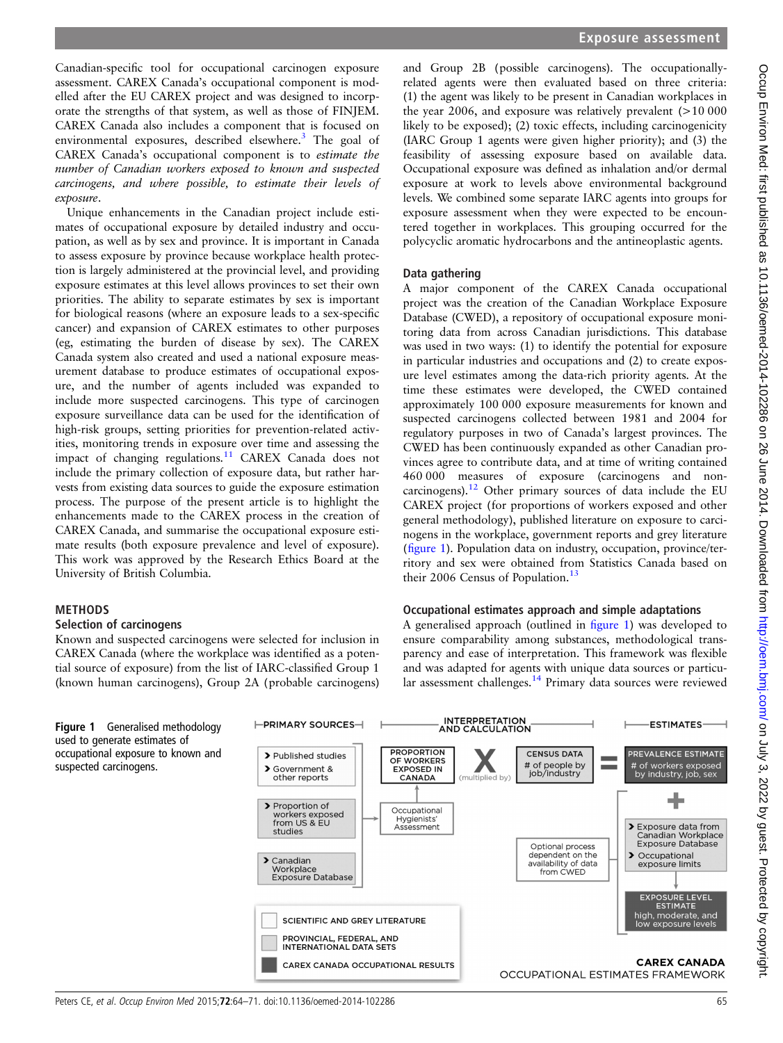Canadian-specific tool for occupational carcinogen exposure assessment. CAREX Canada's occupational component is modelled after the EU CAREX project and was designed to incorporate the strengths of that system, as well as those of FINJEM. CAREX Canada also includes a component that is focused on environmental exposures, described elsewhere.[3] The goal of CAREX Canada's occupational component is to *estimate the number of Canadian workers exposed to known and suspected carcinogens, and where possible, to estimate their levels of exposure*.

Unique enhancements in the Canadian project include estimates of occupational exposure by detailed industry and occupation, as well as by sex and province. It is important in Canada to assess exposure by province because workplace health protection is largely administered at the provincial level, and providing exposure estimates at this level allows provinces to set their own priorities. The ability to separate estimates by sex is important for biological reasons (where an exposure leads to a sex-specific cancer) and expansion of CAREX estimates to other purposes (eg, estimating the burden of disease by sex). The CAREX Canada system also created and used a national exposure measurement database to produce estimates of occupational exposure, and the number of agents included was expanded to include more suspected carcinogens. This type of carcinogen exposure surveillance data can be used for the identification of high-risk groups, setting priorities for prevention-related activities, monitoring trends in exposure over time and assessing the impact of changing regulations.[11] CAREX Canada does not include the primary collection of exposure data, but rather harvests from existing data sources to guide the exposure estimation process. The purpose of the present article is to highlight the enhancements made to the CAREX process in the creation of CAREX Canada, and summarise the occupational exposure estimate results (both exposure prevalence and level of exposure). This work was approved by the Research Ethics Board at the University of British Columbia.

## METHODS

### Selection of carcinogens

Known and suspected carcinogens were selected for inclusion in CAREX Canada (where the workplace was identified as a potential source of exposure) from the list of IARC-classified Group 1 (known human carcinogens), Group 2A (probable carcinogens) and Group 2B (possible carcinogens). The occupationally-related agents were then evaluated based on three criteria: (1) the agent was likely to be present in Canadian workplaces in the year 2006, and exposure was relatively prevalent (>10 000 likely to be exposed); (2) toxic effects, including carcinogenicity (IARC Group 1 agents were given higher priority); and (3) the feasibility of assessing exposure based on available data. Occupational exposure was defined as inhalation and/or dermal exposure at work to levels above environmental background levels. We combined some separate IARC agents into groups for exposure assessment when they were expected to be encountered together in workplaces. This grouping occurred for the polycyclic aromatic hydrocarbons and the antineoplastic agents.

### Data gathering

A major component of the CAREX Canada occupational project was the creation of the Canadian Workplace Exposure Database (CWED), a repository of occupational exposure monitoring data from across Canadian jurisdictions. This database was used in two ways: (1) to identify the potential for exposure in particular industries and occupations and (2) to create exposure level estimates among the data-rich priority agents. At the time these estimates were developed, the CWED contained approximately 100 000 exposure measurements for known and suspected carcinogens collected between 1981 and 2004 for regulatory purposes in two of Canada's largest provinces. The CWED has been continuously expanded as other Canadian provinces agree to contribute data, and at time of writing contained 460 000 measures of exposure (carcinogens and non-carcinogens).[12] Other primary sources of data include the EU CAREX project (for proportions of workers exposed and other general methodology), published literature on exposure to carcinogens in the workplace, government reports and grey literature (figure 1). Population data on industry, occupation, province/territory and sex were obtained from Statistics Canada based on their 2006 Census of Population.[13]

### Occupational estimates approach and simple adaptations

A generalised approach (outlined in figure 1) was developed to ensure comparability among substances, methodological transparency and ease of interpretation. This framework was flexible and was adapted for agents with unique data sources or particular assessment challenges.[14] Primary data sources were reviewed

**Figure 1** Generalised methodology used to generate estimates of occupational exposure to known and suspected carcinogens.

PRIMARY SOURCES: Published studies; Government & other reports | Proportion of workers exposed from US & EU studies | Canadian Workplace Exposure Database

INTERPRETATION AND CALCULATION: PROPORTION OF WORKERS EXPOSED IN CANADA (Occupational Hygienists' Assessment) X (multiplied by) CENSUS DATA # of people by job/industry = ; Optional process dependent on the availability of data from CWED

ESTIMATES: PREVALENCE ESTIMATE # of workers exposed by industry, job, sex + Exposure data from Canadian Workplace Exposure Database; Occupational exposure limits → EXPOSURE LEVEL ESTIMATE high, moderate, and low exposure levels

Legend: SCIENTIFIC AND GREY LITERATURE; PROVINCIAL, FEDERAL, AND INTERNATIONAL DATA SETS; CAREX CANADA OCCUPATIONAL RESULTS

CAREX CANADA OCCUPATIONAL ESTIMATES FRAMEWORK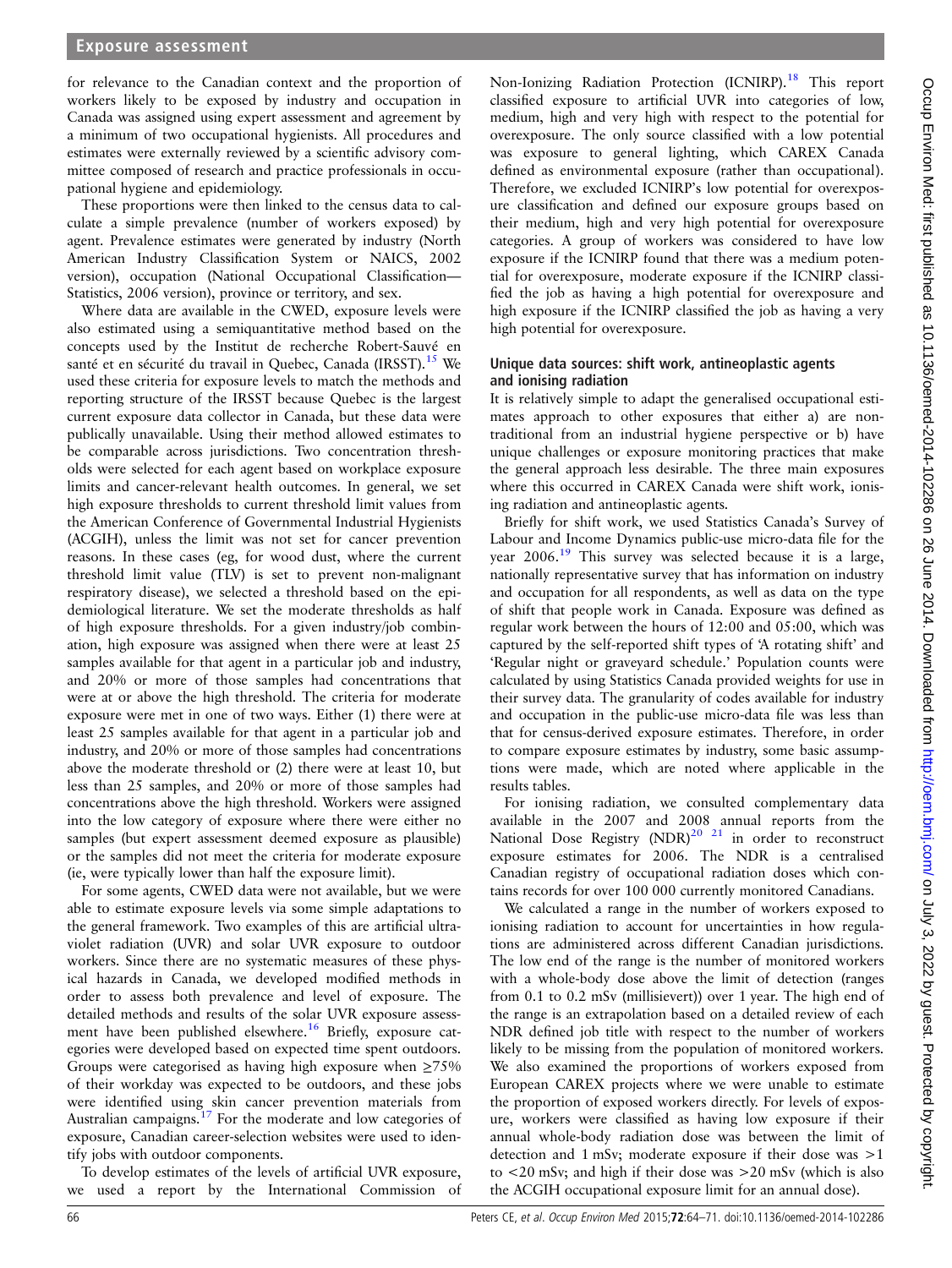for relevance to the Canadian context and the proportion of workers likely to be exposed by industry and occupation in Canada was assigned using expert assessment and agreement by a minimum of two occupational hygienists. All procedures and estimates were externally reviewed by a scientific advisory committee composed of research and practice professionals in occupational hygiene and epidemiology.

These proportions were then linked to the census data to calculate a simple prevalence (number of workers exposed) by agent. Prevalence estimates were generated by industry (North American Industry Classification System or NAICS, 2002 version), occupation (National Occupational Classification—Statistics, 2006 version), province or territory, and sex.

Where data are available in the CWED, exposure levels were also estimated using a semiquantitative method based on the concepts used by the Institut de recherche Robert-Sauvé en santé et en sécurité du travail in Quebec, Canada (IRSST).[15] We used these criteria for exposure levels to match the methods and reporting structure of the IRSST because Quebec is the largest current exposure data collector in Canada, but these data were publically unavailable. Using their method allowed estimates to be comparable across jurisdictions. Two concentration thresholds were selected for each agent based on workplace exposure limits and cancer-relevant health outcomes. In general, we set high exposure thresholds to current threshold limit values from the American Conference of Governmental Industrial Hygienists (ACGIH), unless the limit was not set for cancer prevention reasons. In these cases (eg, for wood dust, where the current threshold limit value (TLV) is set to prevent non-malignant respiratory disease), we selected a threshold based on the epidemiological literature. We set the moderate thresholds as half of high exposure thresholds. For a given industry/job combination, high exposure was assigned when there were at least 25 samples available for that agent in a particular job and industry, and 20% or more of those samples had concentrations that were at or above the high threshold. The criteria for moderate exposure were met in one of two ways. Either (1) there were at least 25 samples available for that agent in a particular job and industry, and 20% or more of those samples had concentrations above the moderate threshold or (2) there were at least 10, but less than 25 samples, and 20% or more of those samples had concentrations above the high threshold. Workers were assigned into the low category of exposure where there were either no samples (but expert assessment deemed exposure as plausible) or the samples did not meet the criteria for moderate exposure (ie, were typically lower than half the exposure limit).

For some agents, CWED data were not available, but we were able to estimate exposure levels via some simple adaptations to the general framework. Two examples of this are artificial ultraviolet radiation (UVR) and solar UVR exposure to outdoor workers. Since there are no systematic measures of these physical hazards in Canada, we developed modified methods in order to assess both prevalence and level of exposure. The detailed methods and results of the solar UVR exposure assessment have been published elsewhere.[16] Briefly, exposure categories were developed based on expected time spent outdoors. Groups were categorised as having high exposure when ≥75% of their workday was expected to be outdoors, and these jobs were identified using skin cancer prevention materials from Australian campaigns.[17] For the moderate and low categories of exposure, Canadian career-selection websites were used to identify jobs with outdoor components.

To develop estimates of the levels of artificial UVR exposure, we used a report by the International Commission of Non-Ionizing Radiation Protection (ICNIRP).[18] This report classified exposure to artificial UVR into categories of low, medium, high and very high with respect to the potential for overexposure. The only source classified with a low potential was exposure to general lighting, which CAREX Canada defined as environmental exposure (rather than occupational). Therefore, we excluded ICNIRP's low potential for overexposure classification and defined our exposure groups based on their medium, high and very high potential for overexposure categories. A group of workers was considered to have low exposure if the ICNIRP found that there was a medium potential for overexposure, moderate exposure if the ICNIRP classified the job as having a high potential for overexposure and high exposure if the ICNIRP classified the job as having a very high potential for overexposure.

### Unique data sources: shift work, antineoplastic agents and ionising radiation

It is relatively simple to adapt the generalised occupational estimates approach to other exposures that either a) are nontraditional from an industrial hygiene perspective or b) have unique challenges or exposure monitoring practices that make the general approach less desirable. The three main exposures where this occurred in CAREX Canada were shift work, ionising radiation and antineoplastic agents.

Briefly for shift work, we used Statistics Canada's Survey of Labour and Income Dynamics public-use micro-data file for the year 2006.[19] This survey was selected because it is a large, nationally representative survey that has information on industry and occupation for all respondents, as well as data on the type of shift that people work in Canada. Exposure was defined as regular work between the hours of 12:00 and 05:00, which was captured by the self-reported shift types of 'A rotating shift' and 'Regular night or graveyard schedule.' Population counts were calculated by using Statistics Canada provided weights for use in their survey data. The granularity of codes available for industry and occupation in the public-use micro-data file was less than that for census-derived exposure estimates. Therefore, in order to compare exposure estimates by industry, some basic assumptions were made, which are noted where applicable in the results tables.

For ionising radiation, we consulted complementary data available in the 2007 and 2008 annual reports from the National Dose Registry (NDR)[20 21] in order to reconstruct exposure estimates for 2006. The NDR is a centralised Canadian registry of occupational radiation doses which contains records for over 100 000 currently monitored Canadians.

We calculated a range in the number of workers exposed to ionising radiation to account for uncertainties in how regulations are administered across different Canadian jurisdictions. The low end of the range is the number of monitored workers with a whole-body dose above the limit of detection (ranges from 0.1 to 0.2 mSv (millisievert)) over 1 year. The high end of the range is an extrapolation based on a detailed review of each NDR defined job title with respect to the number of workers likely to be missing from the population of monitored workers. We also examined the proportions of workers exposed from European CAREX projects where we were unable to estimate the proportion of exposed workers directly. For levels of exposure, workers were classified as having low exposure if their annual whole-body radiation dose was between the limit of detection and 1 mSv; moderate exposure if their dose was >1 to <20 mSv; and high if their dose was >20 mSv (which is also the ACGIH occupational exposure limit for an annual dose).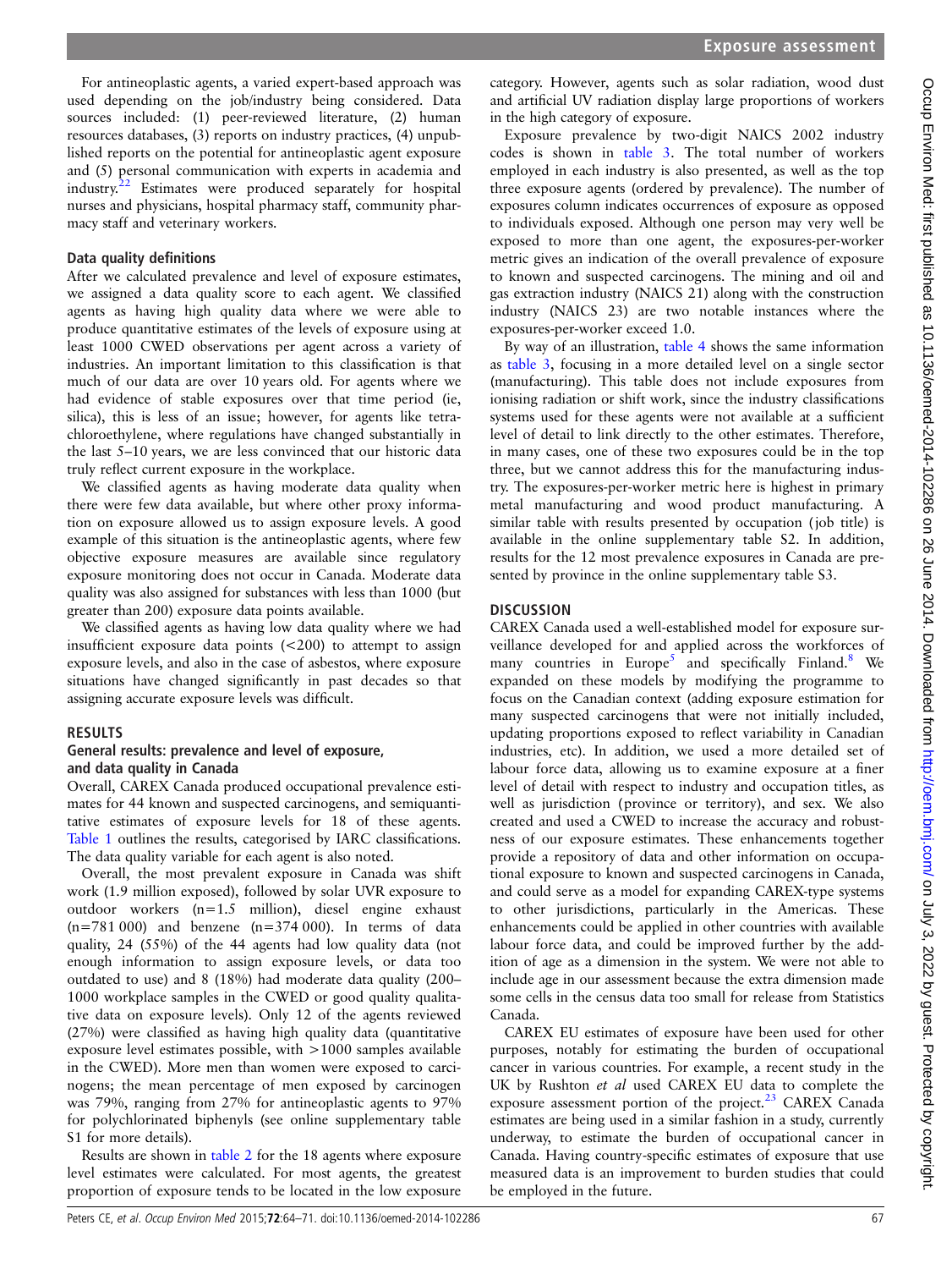For antineoplastic agents, a varied expert-based approach was used depending on the job/industry being considered. Data sources included: (1) peer-reviewed literature, (2) human resources databases, (3) reports on industry practices, (4) unpublished reports on the potential for antineoplastic agent exposure and (5) personal communication with experts in academia and industry.[22] Estimates were produced separately for hospital nurses and physicians, hospital pharmacy staff, community pharmacy staff and veterinary workers.

### Data quality definitions

After we calculated prevalence and level of exposure estimates, we assigned a data quality score to each agent. We classified agents as having high quality data where we were able to produce quantitative estimates of the levels of exposure using at least 1000 CWED observations per agent across a variety of industries. An important limitation to this classification is that much of our data are over 10 years old. For agents where we had evidence of stable exposures over that time period (ie, silica), this is less of an issue; however, for agents like tetrachloroethylene, where regulations have changed substantially in the last 5–10 years, we are less convinced that our historic data truly reflect current exposure in the workplace.

We classified agents as having moderate data quality when there were few data available, but where other proxy information on exposure allowed us to assign exposure levels. A good example of this situation is the antineoplastic agents, where few objective exposure measures are available since regulatory exposure monitoring does not occur in Canada. Moderate data quality was also assigned for substances with less than 1000 (but greater than 200) exposure data points available.

We classified agents as having low data quality where we had insufficient exposure data points (<200) to attempt to assign exposure levels, and also in the case of asbestos, where exposure situations have changed significantly in past decades so that assigning accurate exposure levels was difficult.

## RESULTS

### General results: prevalence and level of exposure, and data quality in Canada

Overall, CAREX Canada produced occupational prevalence estimates for 44 known and suspected carcinogens, and semiquantitative estimates of exposure levels for 18 of these agents. Table 1 outlines the results, categorised by IARC classifications. The data quality variable for each agent is also noted.

Overall, the most prevalent exposure in Canada was shift work (1.9 million exposed), followed by solar UVR exposure to outdoor workers (n=1.5 million), diesel engine exhaust (n=781 000) and benzene (n=374 000). In terms of data quality, 24 (55%) of the 44 agents had low quality data (not enough information to assign exposure levels, or data too outdated to use) and 8 (18%) had moderate data quality (200–1000 workplace samples in the CWED or good quality qualitative data on exposure levels). Only 12 of the agents reviewed (27%) were classified as having high quality data (quantitative exposure level estimates possible, with >1000 samples available in the CWED). More men than women were exposed to carcinogens; the mean percentage of men exposed by carcinogen was 79%, ranging from 27% for antineoplastic agents to 97% for polychlorinated biphenyls (see online supplementary table S1 for more details).

Results are shown in table 2 for the 18 agents where exposure level estimates were calculated. For most agents, the greatest proportion of exposure tends to be located in the low exposure category. However, agents such as solar radiation, wood dust and artificial UV radiation display large proportions of workers in the high category of exposure.

Exposure prevalence by two-digit NAICS 2002 industry codes is shown in table 3. The total number of workers employed in each industry is also presented, as well as the top three exposure agents (ordered by prevalence). The number of exposures column indicates occurrences of exposure as opposed to individuals exposed. Although one person may very well be exposed to more than one agent, the exposures-per-worker metric gives an indication of the overall prevalence of exposure to known and suspected carcinogens. The mining and oil and gas extraction industry (NAICS 21) along with the construction industry (NAICS 23) are two notable instances where the exposures-per-worker exceed 1.0.

By way of an illustration, table 4 shows the same information as table 3, focusing in a more detailed level on a single sector (manufacturing). This table does not include exposures from ionising radiation or shift work, since the industry classifications systems used for these agents were not available at a sufficient level of detail to link directly to the other estimates. Therefore, in many cases, one of these two exposures could be in the top three, but we cannot address this for the manufacturing industry. The exposures-per-worker metric here is highest in primary metal manufacturing and wood product manufacturing. A similar table with results presented by occupation (job title) is available in the online supplementary table S2. In addition, results for the 12 most prevalence exposures in Canada are presented by province in the online supplementary table S3.

## DISCUSSION

CAREX Canada used a well-established model for exposure surveillance developed for and applied across the workforces of many countries in Europe[5] and specifically Finland.[8] We expanded on these models by modifying the programme to focus on the Canadian context (adding exposure estimation for many suspected carcinogens that were not initially included, updating proportions exposed to reflect variability in Canadian industries, etc). In addition, we used a more detailed set of labour force data, allowing us to examine exposure at a finer level of detail with respect to industry and occupation titles, as well as jurisdiction (province or territory), and sex. We also created and used a CWED to increase the accuracy and robustness of our exposure estimates. These enhancements together provide a repository of data and other information on occupational exposure to known and suspected carcinogens in Canada, and could serve as a model for expanding CAREX-type systems to other jurisdictions, particularly in the Americas. These enhancements could be applied in other countries with available labour force data, and could be improved further by the addition of age as a dimension in the system. We were not able to include age in our assessment because the extra dimension made some cells in the census data too small for release from Statistics Canada.

CAREX EU estimates of exposure have been used for other purposes, notably for estimating the burden of occupational cancer in various countries. For example, a recent study in the UK by Rushton *et al* used CAREX EU data to complete the exposure assessment portion of the project.[23] CAREX Canada estimates are being used in a similar fashion in a study, currently underway, to estimate the burden of occupational cancer in Canada. Having country-specific estimates of exposure that use measured data is an improvement to burden studies that could be employed in the future.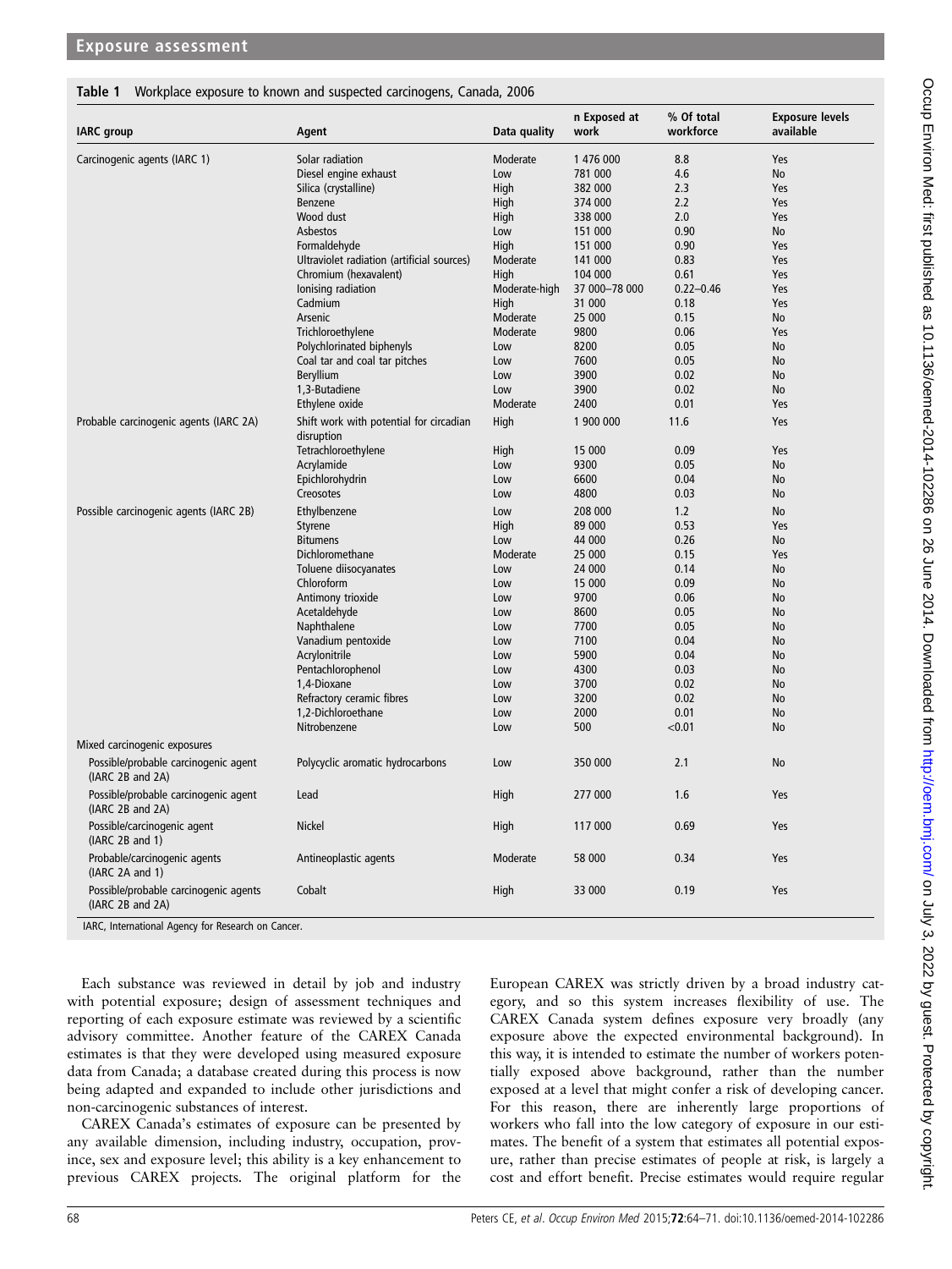**Table 1** Workplace exposure to known and suspected carcinogens, Canada, 2006

| IARC group | Agent | Data quality | n Exposed at work | % Of total workforce | Exposure levels available |
|---|---|---|---|---|---|
| Carcinogenic agents (IARC 1) | Solar radiation | Moderate | 1 476 000 | 8.8 | Yes |
| | Diesel engine exhaust | Low | 781 000 | 4.6 | No |
| | Silica (crystalline) | High | 382 000 | 2.3 | Yes |
| | Benzene | High | 374 000 | 2.2 | Yes |
| | Wood dust | High | 338 000 | 2.0 | Yes |
| | Asbestos | Low | 151 000 | 0.90 | No |
| | Formaldehyde | High | 151 000 | 0.90 | Yes |
| | Ultraviolet radiation (artificial sources) | Moderate | 141 000 | 0.83 | Yes |
| | Chromium (hexavalent) | High | 104 000 | 0.61 | Yes |
| | Ionising radiation | Moderate-high | 37 000–78 000 | 0.22–0.46 | Yes |
| | Cadmium | High | 31 000 | 0.18 | Yes |
| | Arsenic | Moderate | 25 000 | 0.15 | No |
| | Trichloroethylene | Moderate | 9800 | 0.06 | Yes |
| | Polychlorinated biphenyls | Low | 8200 | 0.05 | No |
| | Coal tar and coal tar pitches | Low | 7600 | 0.05 | No |
| | Beryllium | Low | 3900 | 0.02 | No |
| | 1,3-Butadiene | Low | 3900 | 0.02 | No |
| | Ethylene oxide | Moderate | 2400 | 0.01 | Yes |
| Probable carcinogenic agents (IARC 2A) | Shift work with potential for circadian disruption | High | 1 900 000 | 11.6 | Yes |
| | Tetrachloroethylene | High | 15 000 | 0.09 | Yes |
| | Acrylamide | Low | 9300 | 0.05 | No |
| | Epichlorohydrin | Low | 6600 | 0.04 | No |
| | Creosotes | Low | 4800 | 0.03 | No |
| Possible carcinogenic agents (IARC 2B) | Ethylbenzene | Low | 208 000 | 1.2 | No |
| | Styrene | High | 89 000 | 0.53 | Yes |
| | Bitumens | Low | 44 000 | 0.26 | No |
| | Dichloromethane | Moderate | 25 000 | 0.15 | Yes |
| | Toluene diisocyanates | Low | 24 000 | 0.14 | No |
| | Chloroform | Low | 15 000 | 0.09 | No |
| | Antimony trioxide | Low | 9700 | 0.06 | No |
| | Acetaldehyde | Low | 8600 | 0.05 | No |
| | Naphthalene | Low | 7700 | 0.05 | No |
| | Vanadium pentoxide | Low | 7100 | 0.04 | No |
| | Acrylonitrile | Low | 5900 | 0.04 | No |
| | Pentachlorophenol | Low | 4300 | 0.03 | No |
| | 1,4-Dioxane | Low | 3700 | 0.02 | No |
| | Refractory ceramic fibres | Low | 3200 | 0.02 | No |
| | 1,2-Dichloroethane | Low | 2000 | 0.01 | No |
| | Nitrobenzene | Low | 500 | <0.01 | No |
| Mixed carcinogenic exposures | | | | | |
| Possible/probable carcinogenic agent (IARC 2B and 2A) | Polycyclic aromatic hydrocarbons | Low | 350 000 | 2.1 | No |
| Possible/probable carcinogenic agent (IARC 2B and 2A) | Lead | High | 277 000 | 1.6 | Yes |
| Possible/carcinogenic agent (IARC 2B and 1) | Nickel | High | 117 000 | 0.69 | Yes |
| Probable/carcinogenic agents (IARC 2A and 1) | Antineoplastic agents | Moderate | 58 000 | 0.34 | Yes |
| Possible/probable carcinogenic agents (IARC 2B and 2A) | Cobalt | High | 33 000 | 0.19 | Yes |

IARC, International Agency for Research on Cancer.

Each substance was reviewed in detail by job and industry with potential exposure; design of assessment techniques and reporting of each exposure estimate was reviewed by a scientific advisory committee. Another feature of the CAREX Canada estimates is that they were developed using measured exposure data from Canada; a database created during this process is now being adapted and expanded to include other jurisdictions and non-carcinogenic substances of interest.

CAREX Canada's estimates of exposure can be presented by any available dimension, including industry, occupation, province, sex and exposure level; this ability is a key enhancement to previous CAREX projects. The original platform for the European CAREX was strictly driven by a broad industry category, and so this system increases flexibility of use. The CAREX Canada system defines exposure very broadly (any exposure above the expected environmental background). In this way, it is intended to estimate the number of workers potentially exposed above background, rather than the number exposed at a level that might confer a risk of developing cancer. For this reason, there are inherently large proportions of workers who fall into the low category of exposure in our estimates. The benefit of a system that estimates all potential exposure, rather than precise estimates of people at risk, is largely a cost and effort benefit. Precise estimates would require regular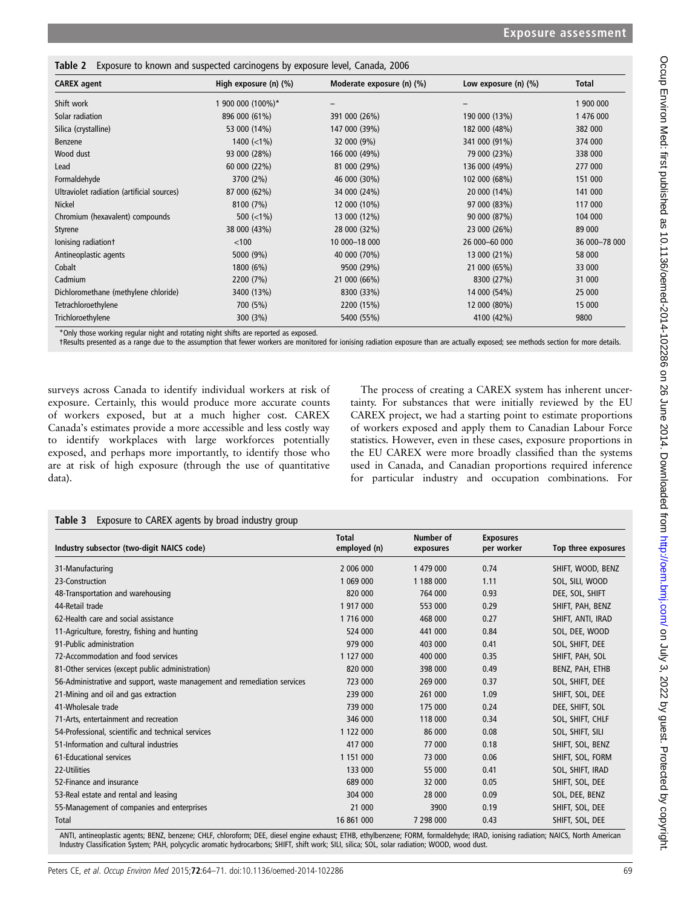**Table 2** Exposure to known and suspected carcinogens by exposure level, Canada, 2006

| CAREX agent | High exposure (n) (%) | Moderate exposure (n) (%) | Low exposure (n) (%) | Total |
|---|---|---|---|---|
| Shift work | 1 900 000 (100%)* | – | – | 1 900 000 |
| Solar radiation | 896 000 (61%) | 391 000 (26%) | 190 000 (13%) | 1 476 000 |
| Silica (crystalline) | 53 000 (14%) | 147 000 (39%) | 182 000 (48%) | 382 000 |
| Benzene | 1400 (<1%) | 32 000 (9%) | 341 000 (91%) | 374 000 |
| Wood dust | 93 000 (28%) | 166 000 (49%) | 79 000 (23%) | 338 000 |
| Lead | 60 000 (22%) | 81 000 (29%) | 136 000 (49%) | 277 000 |
| Formaldehyde | 3700 (2%) | 46 000 (30%) | 102 000 (68%) | 151 000 |
| Ultraviolet radiation (artificial sources) | 87 000 (62%) | 34 000 (24%) | 20 000 (14%) | 141 000 |
| Nickel | 8100 (7%) | 12 000 (10%) | 97 000 (83%) | 117 000 |
| Chromium (hexavalent) compounds | 500 (<1%) | 13 000 (12%) | 90 000 (87%) | 104 000 |
| Styrene | 38 000 (43%) | 28 000 (32%) | 23 000 (26%) | 89 000 |
| Ionising radiation† | <100 | 10 000–18 000 | 26 000–60 000 | 36 000–78 000 |
| Antineoplastic agents | 5000 (9%) | 40 000 (70%) | 13 000 (21%) | 58 000 |
| Cobalt | 1800 (6%) | 9500 (29%) | 21 000 (65%) | 33 000 |
| Cadmium | 2200 (7%) | 21 000 (66%) | 8300 (27%) | 31 000 |
| Dichloromethane (methylene chloride) | 3400 (13%) | 8300 (33%) | 14 000 (54%) | 25 000 |
| Tetrachloroethylene | 700 (5%) | 2200 (15%) | 12 000 (80%) | 15 000 |
| Trichloroethylene | 300 (3%) | 5400 (55%) | 4100 (42%) | 9800 |

*Only those working regular night and rotating night shifts are reported as exposed.
†Results presented as a range due to the assumption that fewer workers are monitored for ionising radiation exposure than are actually exposed; see methods section for more details.

surveys across Canada to identify individual workers at risk of exposure. Certainly, this would produce more accurate counts of workers exposed, but at a much higher cost. CAREX Canada's estimates provide a more accessible and less costly way to identify workplaces with large workforces potentially exposed, and perhaps more importantly, to identify those who are at risk of high exposure (through the use of quantitative data).

The process of creating a CAREX system has inherent uncertainty. For substances that were initially reviewed by the EU CAREX project, we had a starting point to estimate proportions of workers exposed and apply them to Canadian Labour Force statistics. However, even in these cases, exposure proportions in the EU CAREX were more broadly classified than the systems used in Canada, and Canadian proportions required inference for particular industry and occupation combinations. For

**Table 3** Exposure to CAREX agents by broad industry group

| Industry subsector (two-digit NAICS code) | Total employed (n) | Number of exposures | Exposures per worker | Top three exposures |
|---|---|---|---|---|
| 31-Manufacturing | 2 006 000 | 1 479 000 | 0.74 | SHIFT, WOOD, BENZ |
| 23-Construction | 1 069 000 | 1 188 000 | 1.11 | SOL, SILI, WOOD |
| 48-Transportation and warehousing | 820 000 | 764 000 | 0.93 | DEE, SOL, SHIFT |
| 44-Retail trade | 1 917 000 | 553 000 | 0.29 | SHIFT, PAH, BENZ |
| 62-Health care and social assistance | 1 716 000 | 468 000 | 0.27 | SHIFT, ANTI, IRAD |
| 11-Agriculture, forestry, fishing and hunting | 524 000 | 441 000 | 0.84 | SOL, DEE, WOOD |
| 91-Public administration | 979 000 | 403 000 | 0.41 | SOL, SHIFT, DEE |
| 72-Accommodation and food services | 1 127 000 | 400 000 | 0.35 | SHIFT, PAH, SOL |
| 81-Other services (except public administration) | 820 000 | 398 000 | 0.49 | BENZ, PAH, ETHB |
| 56-Administrative and support, waste management and remediation services | 723 000 | 269 000 | 0.37 | SOL, SHIFT, DEE |
| 21-Mining and oil and gas extraction | 239 000 | 261 000 | 1.09 | SHIFT, SOL, DEE |
| 41-Wholesale trade | 739 000 | 175 000 | 0.24 | DEE, SHIFT, SOL |
| 71-Arts, entertainment and recreation | 346 000 | 118 000 | 0.34 | SOL, SHIFT, CHLF |
| 54-Professional, scientific and technical services | 1 122 000 | 86 000 | 0.08 | SOL, SHIFT, SILI |
| 51-Information and cultural industries | 417 000 | 77 000 | 0.18 | SHIFT, SOL, BENZ |
| 61-Educational services | 1 151 000 | 73 000 | 0.06 | SHIFT, SOL, FORM |
| 22-Utilities | 133 000 | 55 000 | 0.41 | SOL, SHIFT, IRAD |
| 52-Finance and insurance | 689 000 | 32 000 | 0.05 | SHIFT, SOL, DEE |
| 53-Real estate and rental and leasing | 304 000 | 28 000 | 0.09 | SOL, DEE, BENZ |
| 55-Management of companies and enterprises | 21 000 | 3900 | 0.19 | SHIFT, SOL, DEE |
| Total | 16 861 000 | 7 298 000 | 0.43 | SHIFT, SOL, DEE |

ANTI, antineoplastic agents; BENZ, benzene; CHLF, chloroform; DEE, diesel engine exhaust; ETHB, ethylbenzene; FORM, formaldehyde; IRAD, ionising radiation; NAICS, North American Industry Classification System; PAH, polycyclic aromatic hydrocarbons; SHIFT, shift work; SILI, silica; SOL, solar radiation; WOOD, wood dust.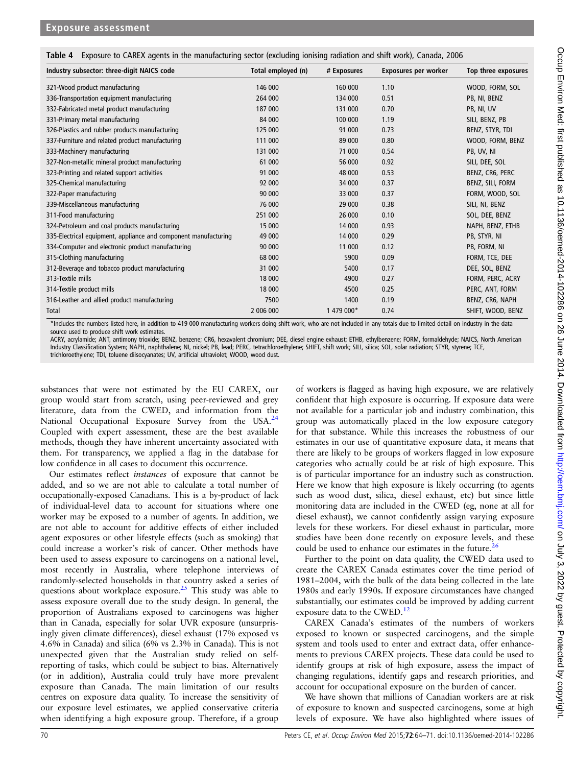**Table 4** Exposure to CAREX agents in the manufacturing sector (excluding ionising radiation and shift work), Canada, 2006

| Industry subsector: three-digit NAICS code | Total employed (n) | # Exposures | Exposures per worker | Top three exposures |
|---|---|---|---|---|
| 321-Wood product manufacturing | 146 000 | 160 000 | 1.10 | WOOD, FORM, SOL |
| 336-Transportation equipment manufacturing | 264 000 | 134 000 | 0.51 | PB, NI, BENZ |
| 332-Fabricated metal product manufacturing | 187 000 | 131 000 | 0.70 | PB, NI, UV |
| 331-Primary metal manufacturing | 84 000 | 100 000 | 1.19 | SILI, BENZ, PB |
| 326-Plastics and rubber products manufacturing | 125 000 | 91 000 | 0.73 | BENZ, STYR, TDI |
| 337-Furniture and related product manufacturing | 111 000 | 89 000 | 0.80 | WOOD, FORM, BENZ |
| 333-Machinery manufacturing | 131 000 | 71 000 | 0.54 | PB, UV, NI |
| 327-Non-metallic mineral product manufacturing | 61 000 | 56 000 | 0.92 | SILI, DEE, SOL |
| 323-Printing and related support activities | 91 000 | 48 000 | 0.53 | BENZ, CR6, PERC |
| 325-Chemical manufacturing | 92 000 | 34 000 | 0.37 | BENZ, SILI, FORM |
| 322-Paper manufacturing | 90 000 | 33 000 | 0.37 | FORM, WOOD, SOL |
| 339-Miscellaneous manufacturing | 76 000 | 29 000 | 0.38 | SILI, NI, BENZ |
| 311-Food manufacturing | 251 000 | 26 000 | 0.10 | SOL, DEE, BENZ |
| 324-Petroleum and coal products manufacturing | 15 000 | 14 000 | 0.93 | NAPH, BENZ, ETHB |
| 335-Electrical equipment, appliance and component manufacturing | 49 000 | 14 000 | 0.29 | PB, STYR, NI |
| 334-Computer and electronic product manufacturing | 90 000 | 11 000 | 0.12 | PB, FORM, NI |
| 315-Clothing manufacturing | 68 000 | 5900 | 0.09 | FORM, TCE, DEE |
| 312-Beverage and tobacco product manufacturing | 31 000 | 5400 | 0.17 | DEE, SOL, BENZ |
| 313-Textile mills | 18 000 | 4900 | 0.27 | FORM, PERC, ACRY |
| 314-Textile product mills | 18 000 | 4500 | 0.25 | PERC, ANT, FORM |
| 316-Leather and allied product manufacturing | 7500 | 1400 | 0.19 | BENZ, CR6, NAPH |
| Total | 2 006 000 | 1 479 000* | 0.74 | SHIFT, WOOD, BENZ |

*Includes the numbers listed here, in addition to 419 000 manufacturing workers doing shift work, who are not included in any totals due to limited detail on industry in the data source used to produce shift work estimates.

ACRY, acrylamide; ANT, antimony trioxide; BENZ, benzene; CR6, hexavalent chromium; DEE, diesel engine exhaust; ETHB, ethylbenzene; FORM, formaldehyde; NAICS, North American Industry Classification System; NAPH, naphthalene; NI, nickel; PB, lead; PERC, tetrachloroethylene; SHIFT, shift work; SILI, silica; SOL, solar radiation; STYR, styrene; TCE, trichloroethylene; TDI, toluene diisocyanates; UV, artificial ultraviolet; WOOD, wood dust.

substances that were not estimated by the EU CAREX, our group would start from scratch, using peer-reviewed and grey literature, data from the CWED, and information from the National Occupational Exposure Survey from the USA.[24] Coupled with expert assessment, these are the best available methods, though they have inherent uncertainty associated with them. For transparency, we applied a flag in the database for low confidence in all cases to document this occurrence.

Our estimates reflect *instances* of exposure that cannot be added, and so we are not able to calculate a total number of occupationally-exposed Canadians. This is a by-product of lack of individual-level data to account for situations where one worker may be exposed to a number of agents. In addition, we are not able to account for additive effects of either included agent exposures or other lifestyle effects (such as smoking) that could increase a worker's risk of cancer. Other methods have been used to assess exposure to carcinogens on a national level, most recently in Australia, where telephone interviews of randomly-selected households in that country asked a series of questions about workplace exposure.[25] This study was able to assess exposure overall due to the study design. In general, the proportion of Australians exposed to carcinogens was higher than in Canada, especially for solar UVR exposure (unsurprisingly given climate differences), diesel exhaust (17% exposed vs 4.6% in Canada) and silica (6% vs 2.3% in Canada). This is not unexpected given that the Australian study relied on self-reporting of tasks, which could be subject to bias. Alternatively (or in addition), Australia could truly have more prevalent exposure than Canada. The main limitation of our results centres on exposure data quality. To increase the sensitivity of our exposure level estimates, we applied conservative criteria when identifying a high exposure group. Therefore, if a group of workers is flagged as having high exposure, we are relatively confident that high exposure is occurring. If exposure data were not available for a particular job and industry combination, this group was automatically placed in the low exposure category for that substance. While this increases the robustness of our estimates in our use of quantitative exposure data, it means that there are likely to be groups of workers flagged in low exposure categories who actually could be at risk of high exposure. This is of particular importance for an industry such as construction. Here we know that high exposure is likely occurring (to agents such as wood dust, silica, diesel exhaust, etc) but since little monitoring data are included in the CWED (eg, none at all for diesel exhaust), we cannot confidently assign varying exposure levels for these workers. For diesel exhaust in particular, more studies have been done recently on exposure levels, and these could be used to enhance our estimates in the future.[26]

Further to the point on data quality, the CWED data used to create the CAREX Canada estimates cover the time period of 1981–2004, with the bulk of the data being collected in the late 1980s and early 1990s. If exposure circumstances have changed substantially, our estimates could be improved by adding current exposure data to the CWED.[12]

CAREX Canada's estimates of the numbers of workers exposed to known or suspected carcinogens, and the simple system and tools used to enter and extract data, offer enhancements to previous CAREX projects. These data could be used to identify groups at risk of high exposure, assess the impact of changing regulations, identify gaps and research priorities, and account for occupational exposure on the burden of cancer.

We have shown that millions of Canadian workers are at risk of exposure to known and suspected carcinogens, some at high levels of exposure. We have also highlighted where issues of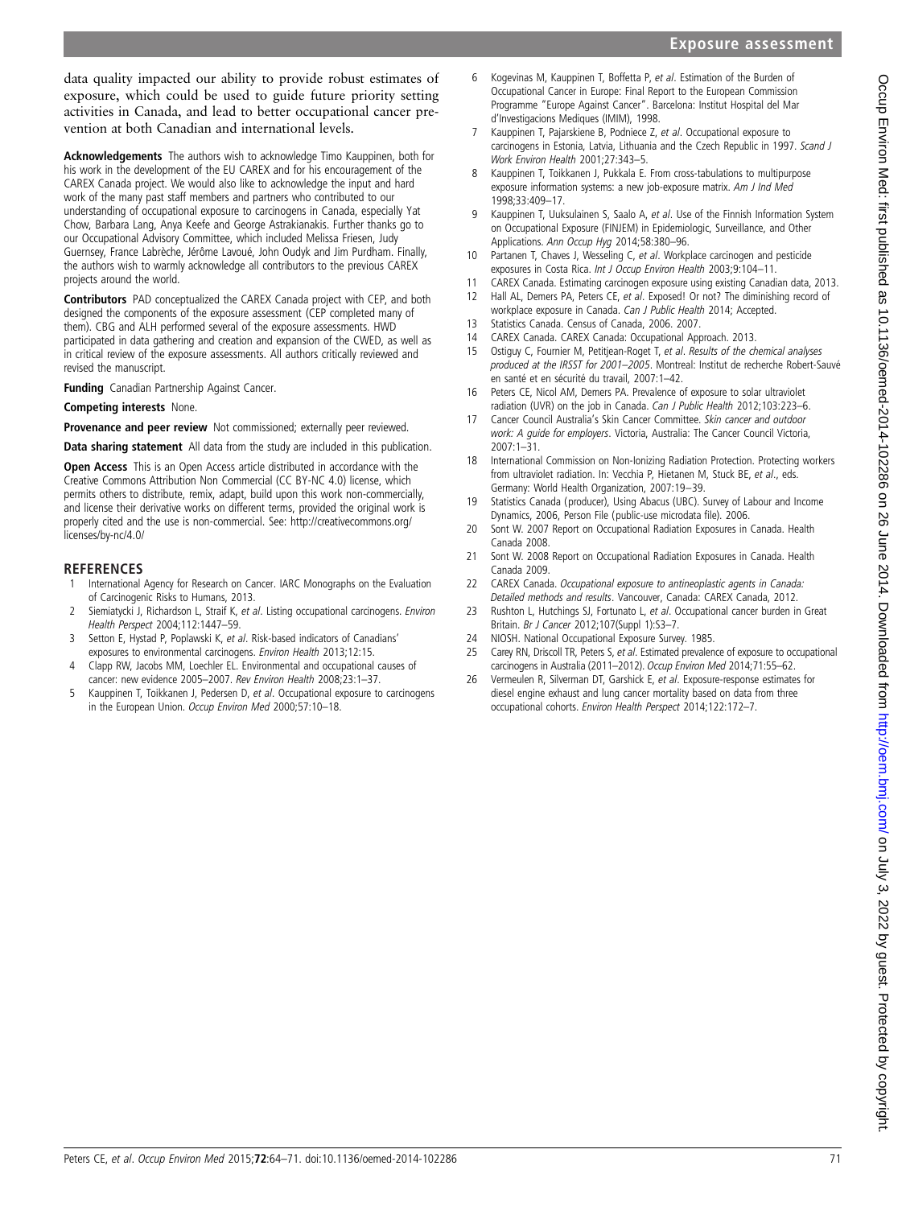data quality impacted our ability to provide robust estimates of exposure, which could be used to guide future priority setting activities in Canada, and lead to better occupational cancer prevention at both Canadian and international levels.

**Acknowledgements** The authors wish to acknowledge Timo Kauppinen, both for his work in the development of the EU CAREX and for his encouragement of the CAREX Canada project. We would also like to acknowledge the input and hard work of the many past staff members and partners who contributed to our understanding of occupational exposure to carcinogens in Canada, especially Yat Chow, Barbara Lang, Anya Keefe and George Astrakianakis. Further thanks go to our Occupational Advisory Committee, which included Melissa Friesen, Judy Guernsey, France Labrèche, Jérôme Lavoué, John Oudyk and Jim Purdham. Finally, the authors wish to warmly acknowledge all contributors to the previous CAREX projects around the world.

**Contributors** PAD conceptualized the CAREX Canada project with CEP, and both designed the components of the exposure assessment (CEP completed many of them). CBG and ALH performed several of the exposure assessments. HWD participated in data gathering and creation and expansion of the CWED, as well as in critical review of the exposure assessments. All authors critically reviewed and revised the manuscript.

**Funding** Canadian Partnership Against Cancer.

**Competing interests** None.

**Provenance and peer review** Not commissioned; externally peer reviewed.

**Data sharing statement** All data from the study are included in this publication.

**Open Access** This is an Open Access article distributed in accordance with the Creative Commons Attribution Non Commercial (CC BY-NC 4.0) license, which permits others to distribute, remix, adapt, build upon this work non-commercially, and license their derivative works on different terms, provided the original work is properly cited and the use is non-commercial. See: http://creativecommons.org/licenses/by-nc/4.0/

## REFERENCES

1. International Agency for Research on Cancer. IARC Monographs on the Evaluation of Carcinogenic Risks to Humans, 2013.
2. Siemiatycki J, Richardson L, Straif K, *et al*. Listing occupational carcinogens. *Environ Health Perspect* 2004;112:1447–59.
3. Setton E, Hystad P, Poplawski K, *et al*. Risk-based indicators of Canadians' exposures to environmental carcinogens. *Environ Health* 2013;12:15.
4. Clapp RW, Jacobs MM, Loechler EL. Environmental and occupational causes of cancer: new evidence 2005–2007. *Rev Environ Health* 2008;23:1–37.
5. Kauppinen T, Toikkanen J, Pedersen D, *et al*. Occupational exposure to carcinogens in the European Union. *Occup Environ Med* 2000;57:10–18.
6. Kogevinas M, Kauppinen T, Boffetta P, *et al*. Estimation of the Burden of Occupational Cancer in Europe: Final Report to the European Commission Programme "Europe Against Cancer". Barcelona: Institut Hospital del Mar d'Investigacions Mediques (IMIM), 1998.
7. Kauppinen T, Pajarskiene B, Podniece Z, *et al*. Occupational exposure to carcinogens in Estonia, Latvia, Lithuania and the Czech Republic in 1997. *Scand J Work Environ Health* 2001;27:343–5.
8. Kauppinen T, Toikkanen J, Pukkala E. From cross-tabulations to multipurpose exposure information systems: a new job-exposure matrix. *Am J Ind Med* 1998;33:409–17.
9. Kauppinen T, Uuksulainen S, Saalo A, *et al*. Use of the Finnish Information System on Occupational Exposure (FINJEM) in Epidemiologic, Surveillance, and Other Applications. *Ann Occup Hyg* 2014;58:380–96.
10. Partanen T, Chaves J, Wesseling C, *et al*. Workplace carcinogen and pesticide exposures in Costa Rica. *Int J Occup Environ Health* 2003;9:104–11.
11. CAREX Canada. Estimating carcinogen exposure using existing Canadian data, 2013.
12. Hall AL, Demers PA, Peters CE, *et al*. Exposed! Or not? The diminishing record of workplace exposure in Canada. *Can J Public Health* 2014; Accepted.
13. Statistics Canada. Census of Canada, 2006. 2007.
14. CAREX Canada. CAREX Canada: Occupational Approach. 2013.
15. Ostiguy C, Fournier M, Petitjean-Roget T, *et al*. *Results of the chemical analyses produced at the IRSST for 2001–2005*. Montreal: Institut de recherche Robert-Sauvé en santé et en sécurité du travail, 2007:1–42.
16. Peters CE, Nicol AM, Demers PA. Prevalence of exposure to solar ultraviolet radiation (UVR) on the job in Canada. *Can J Public Health* 2012;103:223–6.
17. Cancer Council Australia's Skin Cancer Committee. *Skin cancer and outdoor work: A guide for employers*. Victoria, Australia: The Cancer Council Victoria, 2007:1–31.
18. International Commission on Non-Ionizing Radiation Protection. Protecting workers from ultraviolet radiation. In: Vecchia P, Hietanen M, Stuck BE, *et al*., eds. Germany: World Health Organization, 2007:19–39.
19. Statistics Canada (producer), Using Abacus (UBC). Survey of Labour and Income Dynamics, 2006, Person File (public-use microdata file). 2006.
20. Sont W. 2007 Report on Occupational Radiation Exposures in Canada. Health Canada 2008.
21. Sont W. 2008 Report on Occupational Radiation Exposures in Canada. Health Canada 2009.
22. CAREX Canada. *Occupational exposure to antineoplastic agents in Canada: Detailed methods and results*. Vancouver, Canada: CAREX Canada, 2012.
23. Rushton L, Hutchings SJ, Fortunato L, *et al*. Occupational cancer burden in Great Britain. *Br J Cancer* 2012;107(Suppl 1):S3–7.
24. NIOSH. National Occupational Exposure Survey. 1985.
25. Carey RN, Driscoll TR, Peters S, *et al*. Estimated prevalence of exposure to occupational carcinogens in Australia (2011–2012). *Occup Environ Med* 2014;71:55–62.
26. Vermeulen R, Silverman DT, Garshick E, *et al*. Exposure-response estimates for diesel engine exhaust and lung cancer mortality based on data from three occupational cohorts. *Environ Health Perspect* 2014;122:172–7.